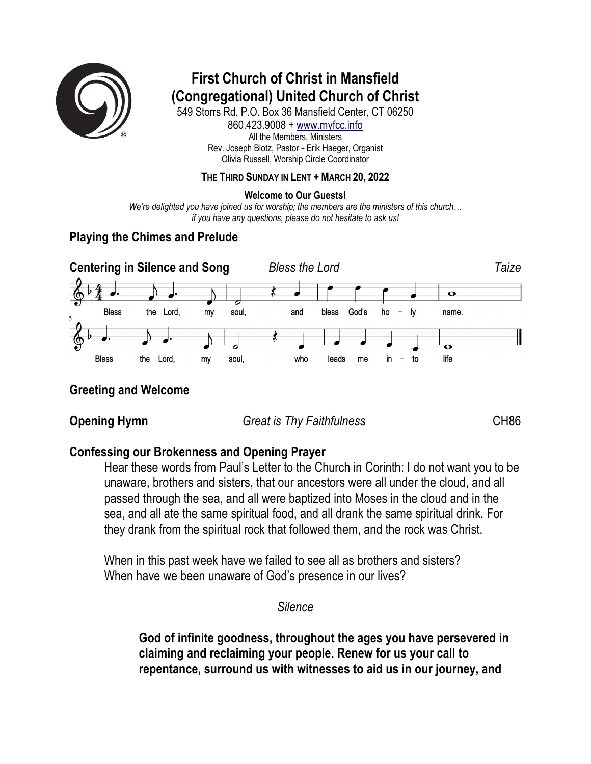# First Church of Christ in Mansfield
# (Congregational) United Church of Christ

549 Storrs Rd. P.O. Box 36 Mansfield Center, CT 06250
860.423.9008 + www.myfcc.info
All the Members, Ministers
Rev. Joseph Blotz, Pastor + Erik Haeger, Organist
Olivia Russell, Worship Circle Coordinator

**THE THIRD SUNDAY IN LENT + MARCH 20, 2022**

**Welcome to Our Guests!**
*We're delighted you have joined us for worship; the members are the ministers of this church… if you have any questions, please do not hesitate to ask us!*

## Playing the Chimes and Prelude

## Centering in Silence and Song — *Bless the Lord* — *Taize*

Bless the Lord, my soul, and bless God's ho - ly name.
Bless the Lord, my soul, who leads me in - to life

## Greeting and Welcome

## Opening Hymn — *Great is Thy Faithfulness* — CH86

## Confessing our Brokenness and Opening Prayer

Hear these words from Paul's Letter to the Church in Corinth: I do not want you to be unaware, brothers and sisters, that our ancestors were all under the cloud, and all passed through the sea, and all were baptized into Moses in the cloud and in the sea, and all ate the same spiritual food, and all drank the same spiritual drink. For they drank from the spiritual rock that followed them, and the rock was Christ.

When in this past week have we failed to see all as brothers and sisters?
When have we been unaware of God's presence in our lives?

*Silence*

**God of infinite goodness, throughout the ages you have persevered in claiming and reclaiming your people. Renew for us your call to repentance, surround us with witnesses to aid us in our journey, and**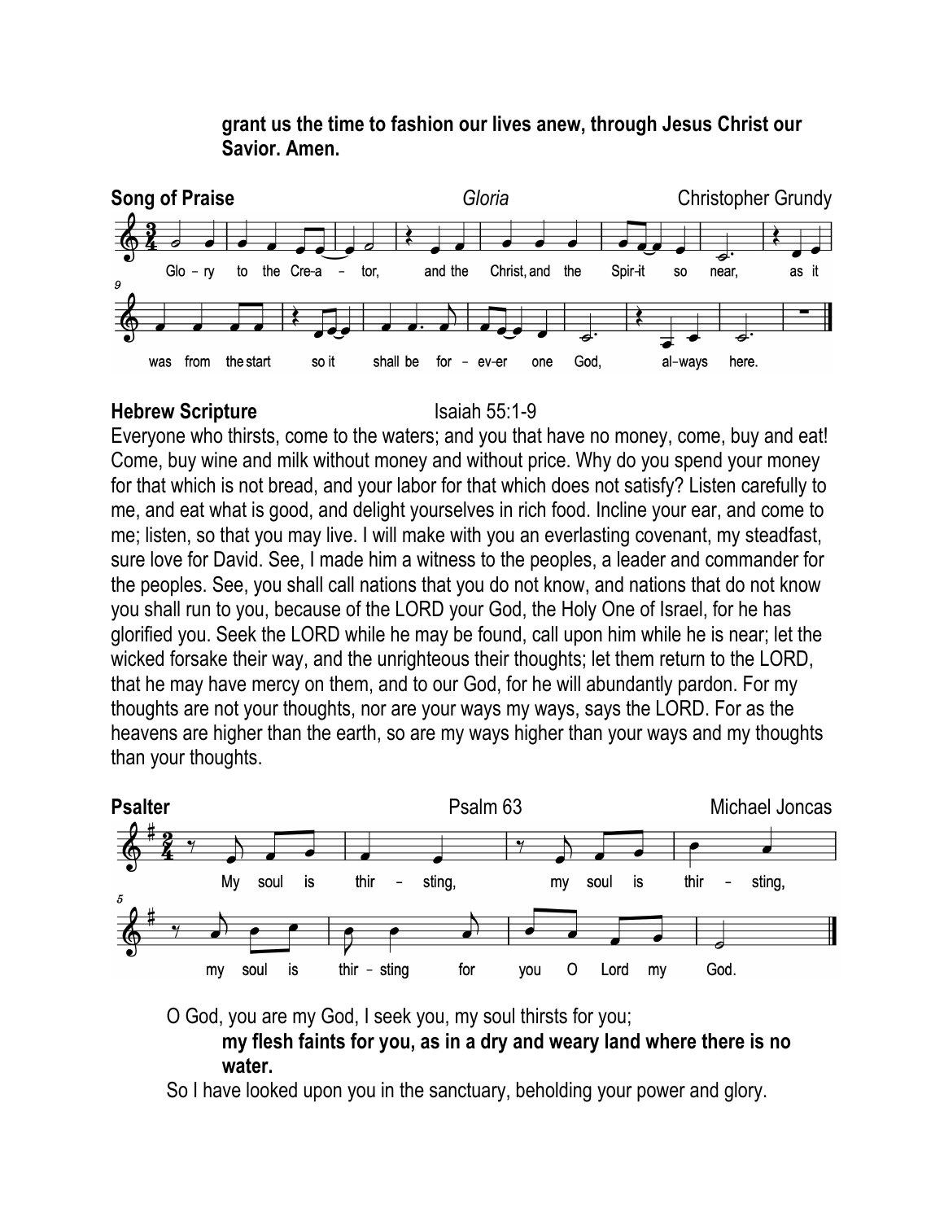**grant us the time to fashion our lives anew, through Jesus Christ our Savior. Amen.**

**Song of Praise** *Gloria* Christopher Grundy

Glo – ry to the Cre-a – tor, and the Christ, and the Spir-it so near, as it was from the start so it shall be for – ev-er one God, al-ways here.

**Hebrew Scripture** Isaiah 55:1-9

Everyone who thirsts, come to the waters; and you that have no money, come, buy and eat! Come, buy wine and milk without money and without price. Why do you spend your money for that which is not bread, and your labor for that which does not satisfy? Listen carefully to me, and eat what is good, and delight yourselves in rich food. Incline your ear, and come to me; listen, so that you may live. I will make with you an everlasting covenant, my steadfast, sure love for David. See, I made him a witness to the peoples, a leader and commander for the peoples. See, you shall call nations that you do not know, and nations that do not know you shall run to you, because of the LORD your God, the Holy One of Israel, for he has glorified you. Seek the LORD while he may be found, call upon him while he is near; let the wicked forsake their way, and the unrighteous their thoughts; let them return to the LORD, that he may have mercy on them, and to our God, for he will abundantly pardon. For my thoughts are not your thoughts, nor are your ways my ways, says the LORD. For as the heavens are higher than the earth, so are my ways higher than your ways and my thoughts than your thoughts.

**Psalter** Psalm 63 Michael Joncas

My soul is thir – sting, my soul is thir – sting, my soul is thir – sting for you O Lord my God.

O God, you are my God, I seek you, my soul thirsts for you;

**my flesh faints for you, as in a dry and weary land where there is no water.**

So I have looked upon you in the sanctuary, beholding your power and glory.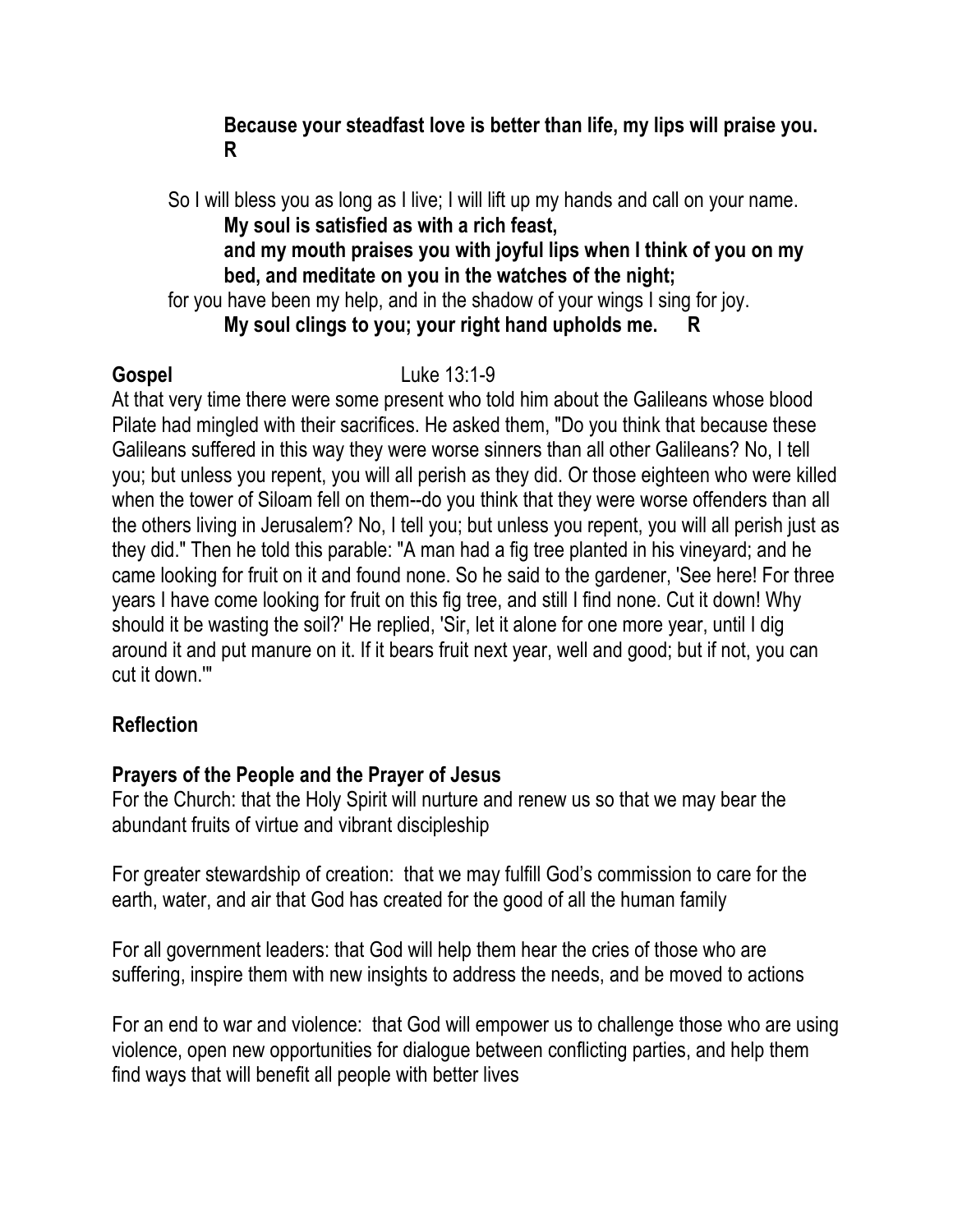**Because your steadfast love is better than life, my lips will praise you. R**

So I will bless you as long as I live; I will lift up my hands and call on your name.
**My soul is satisfied as with a rich feast,**
**and my mouth praises you with joyful lips when I think of you on my bed, and meditate on you in the watches of the night;**
for you have been my help, and in the shadow of your wings I sing for joy.
**My soul clings to you; your right hand upholds me. R**

**Gospel** Luke 13:1-9

At that very time there were some present who told him about the Galileans whose blood Pilate had mingled with their sacrifices. He asked them, "Do you think that because these Galileans suffered in this way they were worse sinners than all other Galileans? No, I tell you; but unless you repent, you will all perish as they did. Or those eighteen who were killed when the tower of Siloam fell on them--do you think that they were worse offenders than all the others living in Jerusalem? No, I tell you; but unless you repent, you will all perish just as they did." Then he told this parable: "A man had a fig tree planted in his vineyard; and he came looking for fruit on it and found none. So he said to the gardener, 'See here! For three years I have come looking for fruit on this fig tree, and still I find none. Cut it down! Why should it be wasting the soil?' He replied, 'Sir, let it alone for one more year, until I dig around it and put manure on it. If it bears fruit next year, well and good; but if not, you can cut it down.'"

**Reflection**

**Prayers of the People and the Prayer of Jesus**

For the Church: that the Holy Spirit will nurture and renew us so that we may bear the abundant fruits of virtue and vibrant discipleship

For greater stewardship of creation: that we may fulfill God's commission to care for the earth, water, and air that God has created for the good of all the human family

For all government leaders: that God will help them hear the cries of those who are suffering, inspire them with new insights to address the needs, and be moved to actions

For an end to war and violence: that God will empower us to challenge those who are using violence, open new opportunities for dialogue between conflicting parties, and help them find ways that will benefit all people with better lives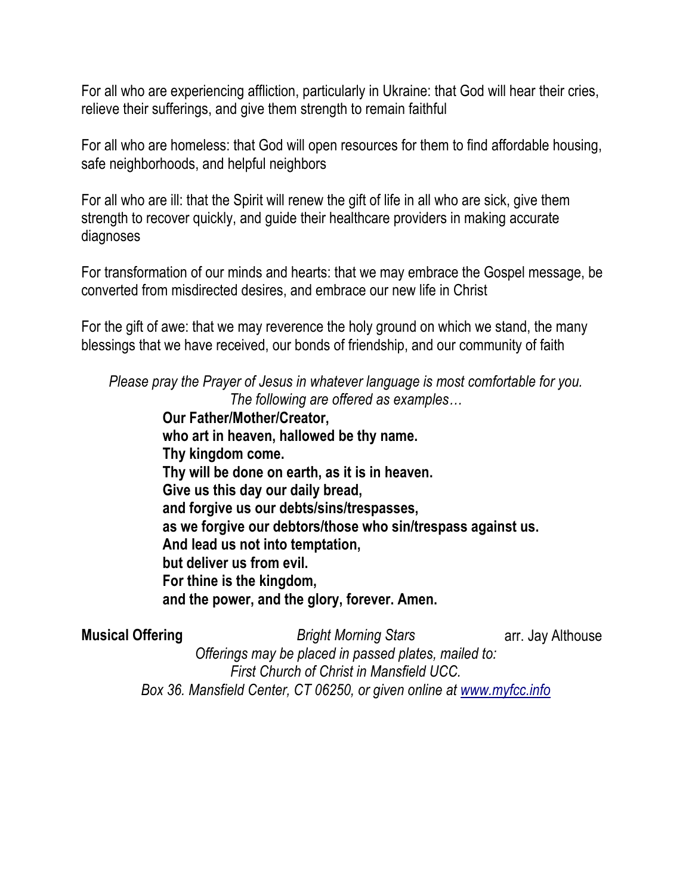For all who are experiencing affliction, particularly in Ukraine: that God will hear their cries, relieve their sufferings, and give them strength to remain faithful

For all who are homeless: that God will open resources for them to find affordable housing, safe neighborhoods, and helpful neighbors

For all who are ill: that the Spirit will renew the gift of life in all who are sick, give them strength to recover quickly, and guide their healthcare providers in making accurate diagnoses

For transformation of our minds and hearts: that we may embrace the Gospel message, be converted from misdirected desires, and embrace our new life in Christ

For the gift of awe: that we may reverence the holy ground on which we stand, the many blessings that we have received, our bonds of friendship, and our community of faith

*Please pray the Prayer of Jesus in whatever language is most comfortable for you. The following are offered as examples…*

**Our Father/Mother/Creator,**
**who art in heaven, hallowed be thy name.**
**Thy kingdom come.**
**Thy will be done on earth, as it is in heaven.**
**Give us this day our daily bread,**
**and forgive us our debts/sins/trespasses,**
**as we forgive our debtors/those who sin/trespass against us.**
**And lead us not into temptation,**
**but deliver us from evil.**
**For thine is the kingdom,**
**and the power, and the glory, forever. Amen.**

**Musical Offering** *Bright Morning Stars* arr. Jay Althouse

*Offerings may be placed in passed plates, mailed to:*
*First Church of Christ in Mansfield UCC.*
*Box 36. Mansfield Center, CT 06250, or given online at [www.myfcc.info](www.myfcc.info)*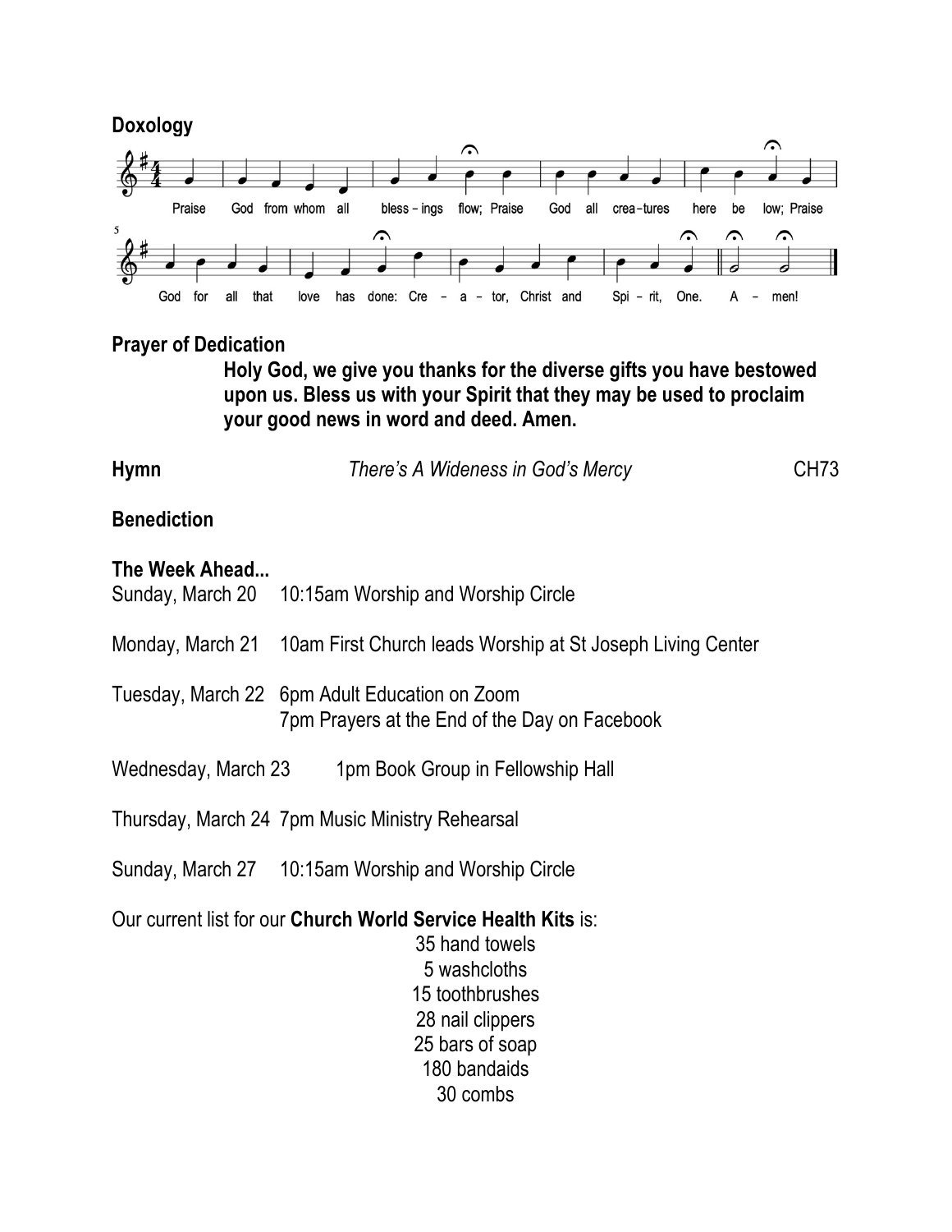**Doxology**

Praise God from whom all blessings flow; Praise God all creatures here below; Praise God for all that love has done: Creator, Christ and Spirit, One. Amen!

**Prayer of Dedication**

**Holy God, we give you thanks for the diverse gifts you have bestowed upon us. Bless us with your Spirit that they may be used to proclaim your good news in word and deed. Amen.**

**Hymn** *There's A Wideness in God's Mercy* CH73

**Benediction**

**The Week Ahead...**

Sunday, March 20 10:15am Worship and Worship Circle

Monday, March 21 10am First Church leads Worship at St Joseph Living Center

Tuesday, March 22 6pm Adult Education on Zoom
7pm Prayers at the End of the Day on Facebook

Wednesday, March 23 1pm Book Group in Fellowship Hall

Thursday, March 24 7pm Music Ministry Rehearsal

Sunday, March 27 10:15am Worship and Worship Circle

Our current list for our **Church World Service Health Kits** is:

35 hand towels
5 washcloths
15 toothbrushes
28 nail clippers
25 bars of soap
180 bandaids
30 combs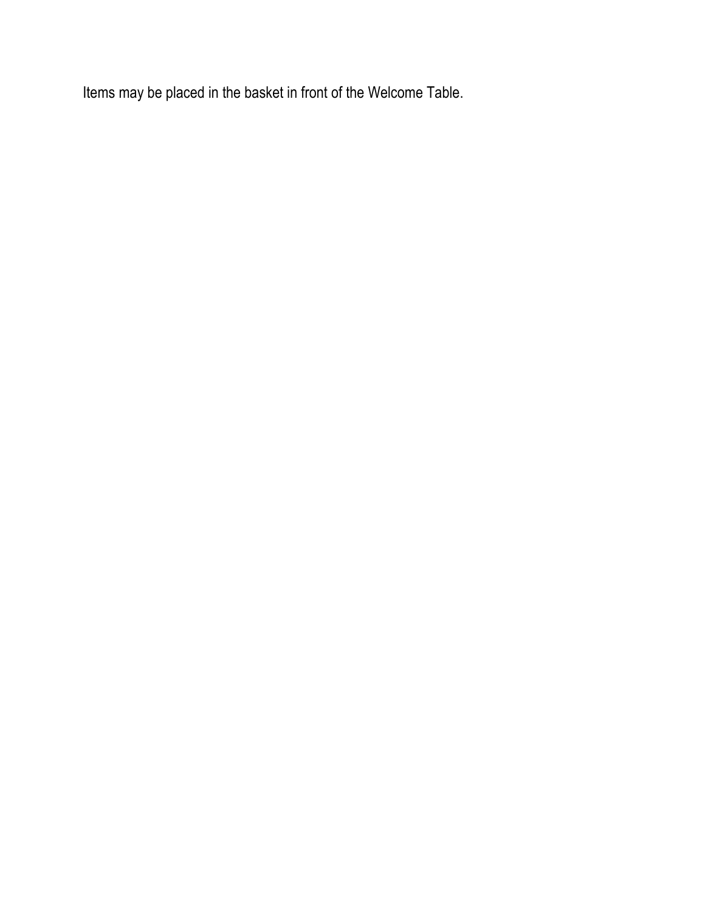Items may be placed in the basket in front of the Welcome Table.